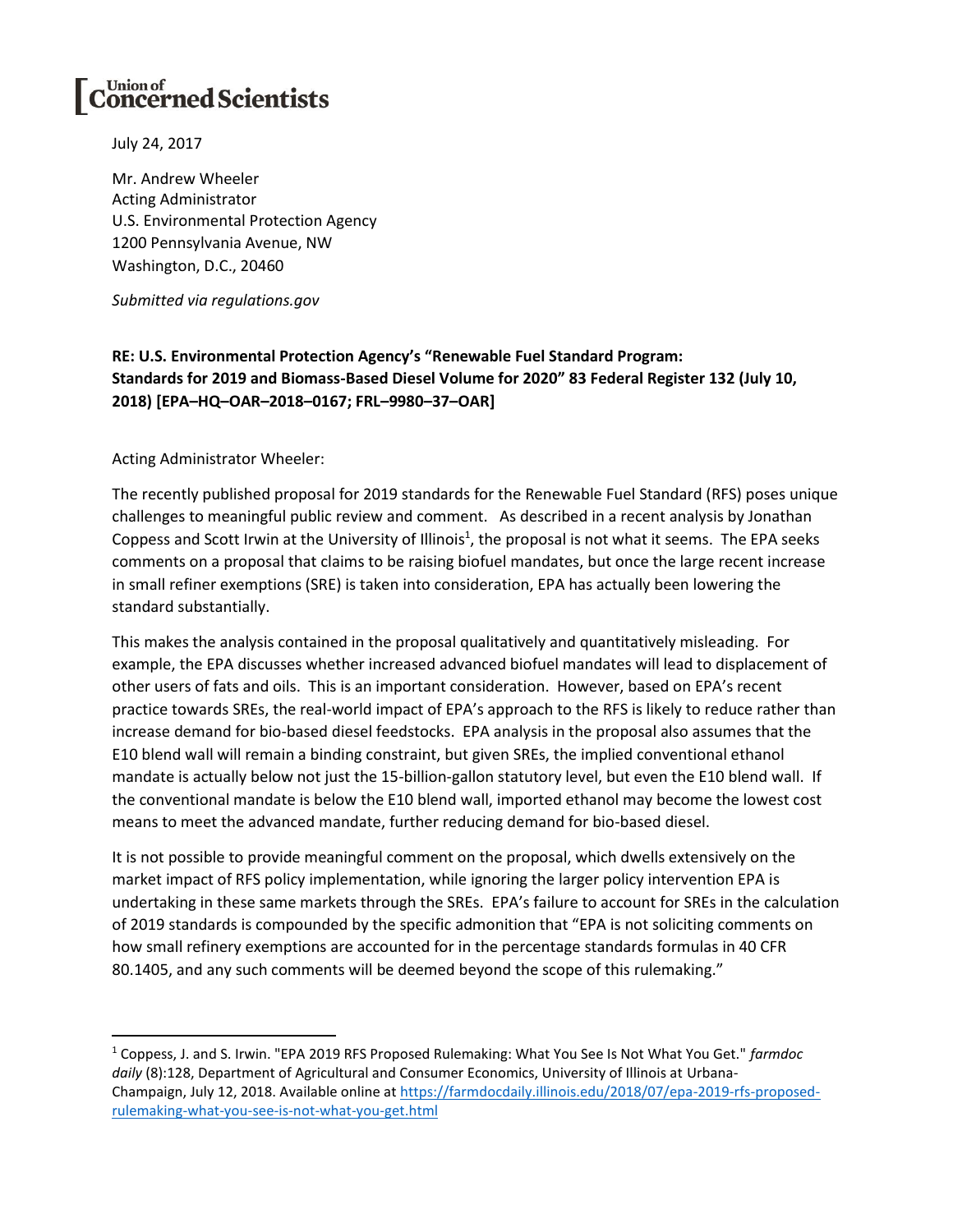# Union of Concerned Scientists

July 24, 2017

Mr. Andrew Wheeler
Acting Administrator
U.S. Environmental Protection Agency
1200 Pennsylvania Avenue, NW
Washington, D.C., 20460

*Submitted via regulations.gov*

**RE: U.S. Environmental Protection Agency's "Renewable Fuel Standard Program: Standards for 2019 and Biomass-Based Diesel Volume for 2020" 83 Federal Register 132 (July 10, 2018) [EPA–HQ–OAR–2018–0167; FRL–9980–37–OAR]**

Acting Administrator Wheeler:

The recently published proposal for 2019 standards for the Renewable Fuel Standard (RFS) poses unique challenges to meaningful public review and comment. As described in a recent analysis by Jonathan Coppess and Scott Irwin at the University of Illinois[1], the proposal is not what it seems. The EPA seeks comments on a proposal that claims to be raising biofuel mandates, but once the large recent increase in small refiner exemptions (SRE) is taken into consideration, EPA has actually been lowering the standard substantially.

This makes the analysis contained in the proposal qualitatively and quantitatively misleading. For example, the EPA discusses whether increased advanced biofuel mandates will lead to displacement of other users of fats and oils. This is an important consideration. However, based on EPA's recent practice towards SREs, the real-world impact of EPA's approach to the RFS is likely to reduce rather than increase demand for bio-based diesel feedstocks. EPA analysis in the proposal also assumes that the E10 blend wall will remain a binding constraint, but given SREs, the implied conventional ethanol mandate is actually below not just the 15-billion-gallon statutory level, but even the E10 blend wall. If the conventional mandate is below the E10 blend wall, imported ethanol may become the lowest cost means to meet the advanced mandate, further reducing demand for bio-based diesel.

It is not possible to provide meaningful comment on the proposal, which dwells extensively on the market impact of RFS policy implementation, while ignoring the larger policy intervention EPA is undertaking in these same markets through the SREs. EPA's failure to account for SREs in the calculation of 2019 standards is compounded by the specific admonition that "EPA is not soliciting comments on how small refinery exemptions are accounted for in the percentage standards formulas in 40 CFR 80.1405, and any such comments will be deemed beyond the scope of this rulemaking."

---

[1] Coppess, J. and S. Irwin. "EPA 2019 RFS Proposed Rulemaking: What You See Is Not What You Get." *farmdoc daily* (8):128, Department of Agricultural and Consumer Economics, University of Illinois at Urbana-Champaign, July 12, 2018. Available online at https://farmdocdaily.illinois.edu/2018/07/epa-2019-rfs-proposed-rulemaking-what-you-see-is-not-what-you-get.html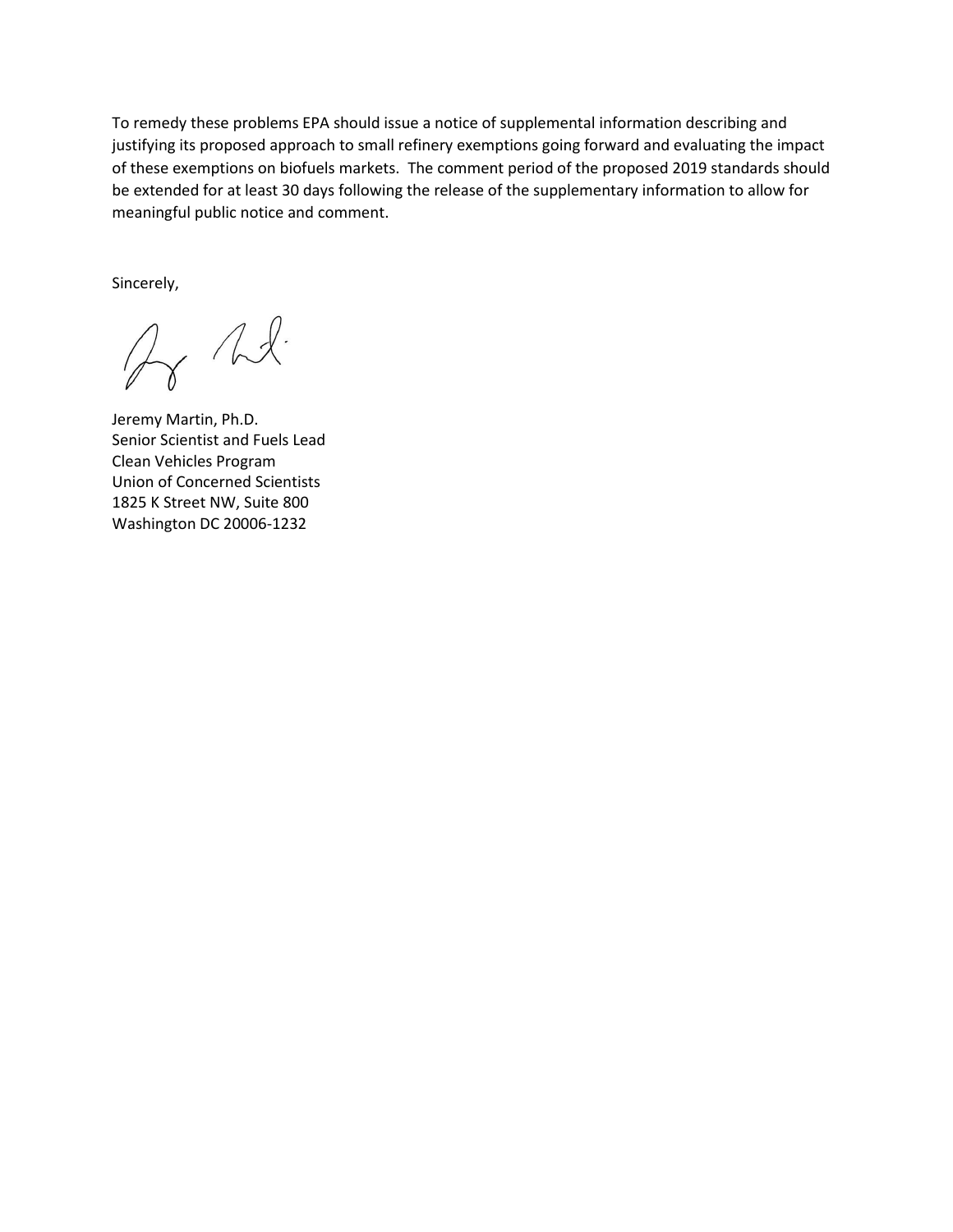To remedy these problems EPA should issue a notice of supplemental information describing and justifying its proposed approach to small refinery exemptions going forward and evaluating the impact of these exemptions on biofuels markets. The comment period of the proposed 2019 standards should be extended for at least 30 days following the release of the supplementary information to allow for meaningful public notice and comment.

Sincerely,

Jeremy Martin, Ph.D.
Senior Scientist and Fuels Lead
Clean Vehicles Program
Union of Concerned Scientists
1825 K Street NW, Suite 800
Washington DC 20006-1232